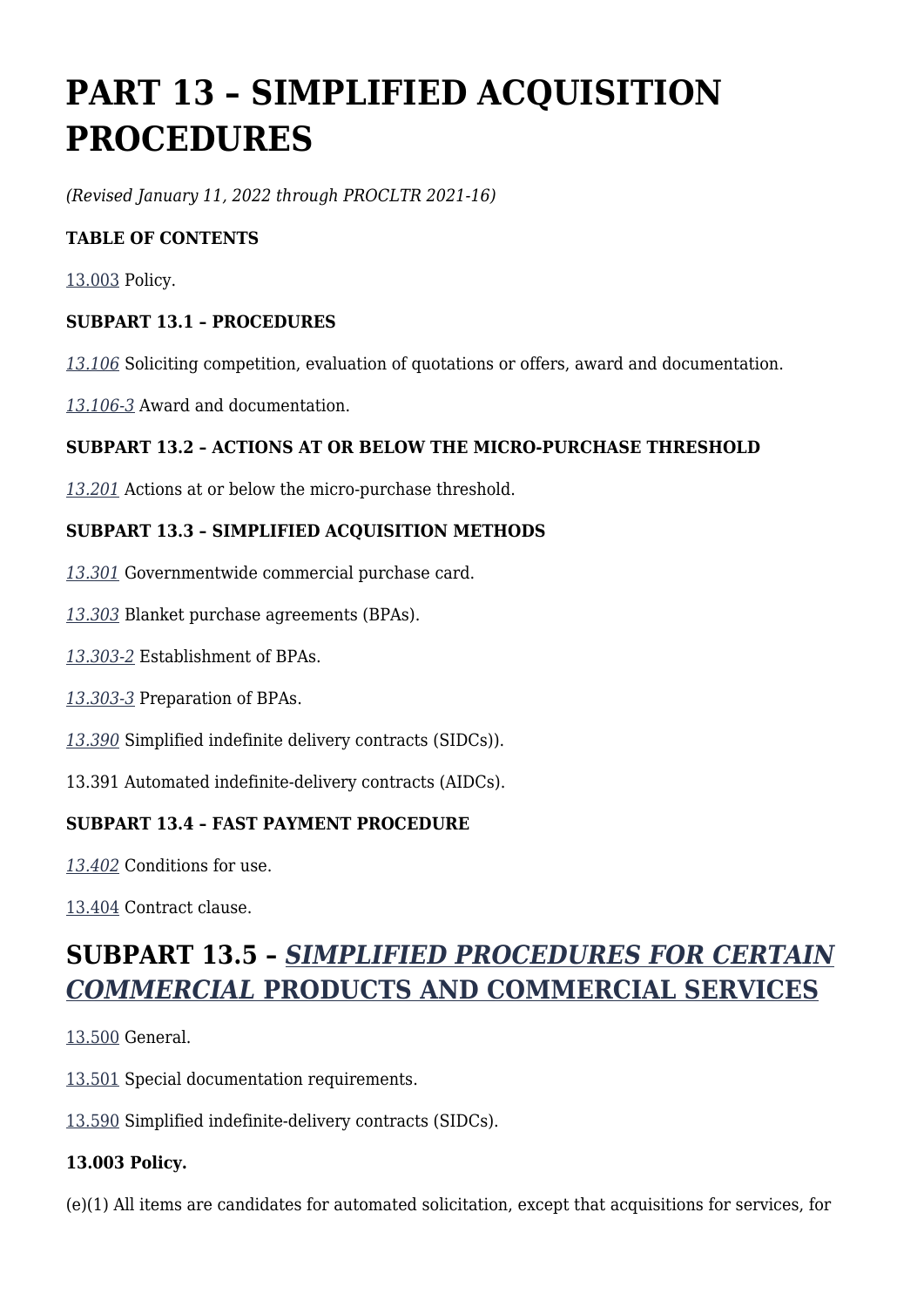# PART 13 – SIMPLIFIED ACQUISITION PROCEDURES

*(Revised January 11, 2022 through PROCLTR 2021-16)*

**TABLE OF CONTENTS**

13.003 Policy.

**SUBPART 13.1 – PROCEDURES**

*13.106* Soliciting competition, evaluation of quotations or offers, award and documentation.

*13.106-3* Award and documentation.

**SUBPART 13.2 – ACTIONS AT OR BELOW THE MICRO-PURCHASE THRESHOLD**

*13.201* Actions at or below the micro-purchase threshold.

**SUBPART 13.3 – SIMPLIFIED ACQUISITION METHODS**

*13.301* Governmentwide commercial purchase card.

*13.303* Blanket purchase agreements (BPAs).

*13.303-2* Establishment of BPAs.

*13.303-3* Preparation of BPAs.

*13.390* Simplified indefinite delivery contracts (SIDCs)).

13.391 Automated indefinite-delivery contracts (AIDCs).

**SUBPART 13.4 – FAST PAYMENT PROCEDURE**

*13.402* Conditions for use.

13.404 Contract clause.

## SUBPART 13.5 – *SIMPLIFIED PROCEDURES FOR CERTAIN COMMERCIAL* PRODUCTS AND COMMERCIAL SERVICES

13.500 General.

13.501 Special documentation requirements.

13.590 Simplified indefinite-delivery contracts (SIDCs).

**13.003 Policy.**

(e)(1) All items are candidates for automated solicitation, except that acquisitions for services, for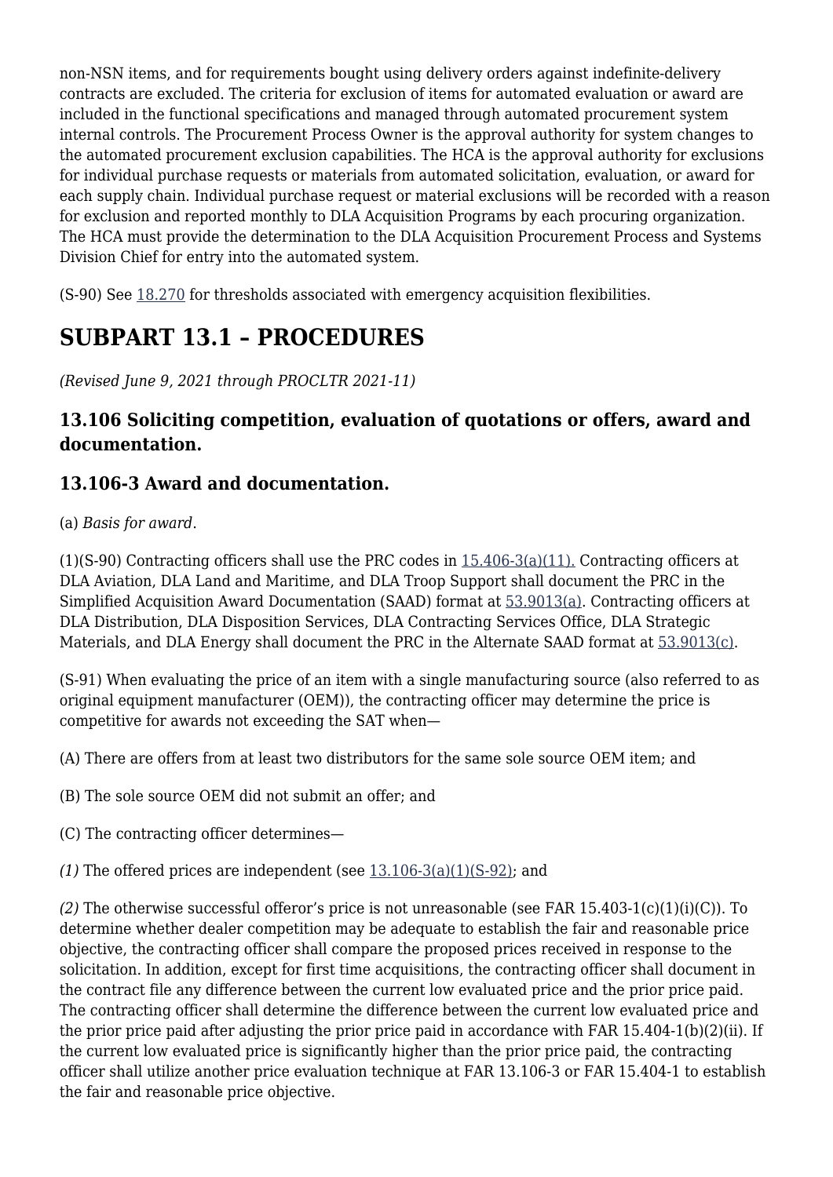non-NSN items, and for requirements bought using delivery orders against indefinite-delivery contracts are excluded. The criteria for exclusion of items for automated evaluation or award are included in the functional specifications and managed through automated procurement system internal controls. The Procurement Process Owner is the approval authority for system changes to the automated procurement exclusion capabilities. The HCA is the approval authority for exclusions for individual purchase requests or materials from automated solicitation, evaluation, or award for each supply chain. Individual purchase request or material exclusions will be recorded with a reason for exclusion and reported monthly to DLA Acquisition Programs by each procuring organization. The HCA must provide the determination to the DLA Acquisition Procurement Process and Systems Division Chief for entry into the automated system.

(S-90) See 18.270 for thresholds associated with emergency acquisition flexibilities.

# SUBPART 13.1 – PROCEDURES

*(Revised June 9, 2021 through PROCLTR 2021-11)*

### 13.106 Soliciting competition, evaluation of quotations or offers, award and documentation.

### 13.106-3 Award and documentation.

(a) *Basis for award*.

(1)(S-90) Contracting officers shall use the PRC codes in 15.406-3(a)(11). Contracting officers at DLA Aviation, DLA Land and Maritime, and DLA Troop Support shall document the PRC in the Simplified Acquisition Award Documentation (SAAD) format at 53.9013(a). Contracting officers at DLA Distribution, DLA Disposition Services, DLA Contracting Services Office, DLA Strategic Materials, and DLA Energy shall document the PRC in the Alternate SAAD format at 53.9013(c).

(S-91) When evaluating the price of an item with a single manufacturing source (also referred to as original equipment manufacturer (OEM)), the contracting officer may determine the price is competitive for awards not exceeding the SAT when—

(A) There are offers from at least two distributors for the same sole source OEM item; and

(B) The sole source OEM did not submit an offer; and

(C) The contracting officer determines—

*(1)* The offered prices are independent (see 13.106-3(a)(1)(S-92); and

*(2)* The otherwise successful offeror's price is not unreasonable (see FAR 15.403-1(c)(1)(i)(C)). To determine whether dealer competition may be adequate to establish the fair and reasonable price objective, the contracting officer shall compare the proposed prices received in response to the solicitation. In addition, except for first time acquisitions, the contracting officer shall document in the contract file any difference between the current low evaluated price and the prior price paid. The contracting officer shall determine the difference between the current low evaluated price and the prior price paid after adjusting the prior price paid in accordance with FAR 15.404-1(b)(2)(ii). If the current low evaluated price is significantly higher than the prior price paid, the contracting officer shall utilize another price evaluation technique at FAR 13.106-3 or FAR 15.404-1 to establish the fair and reasonable price objective.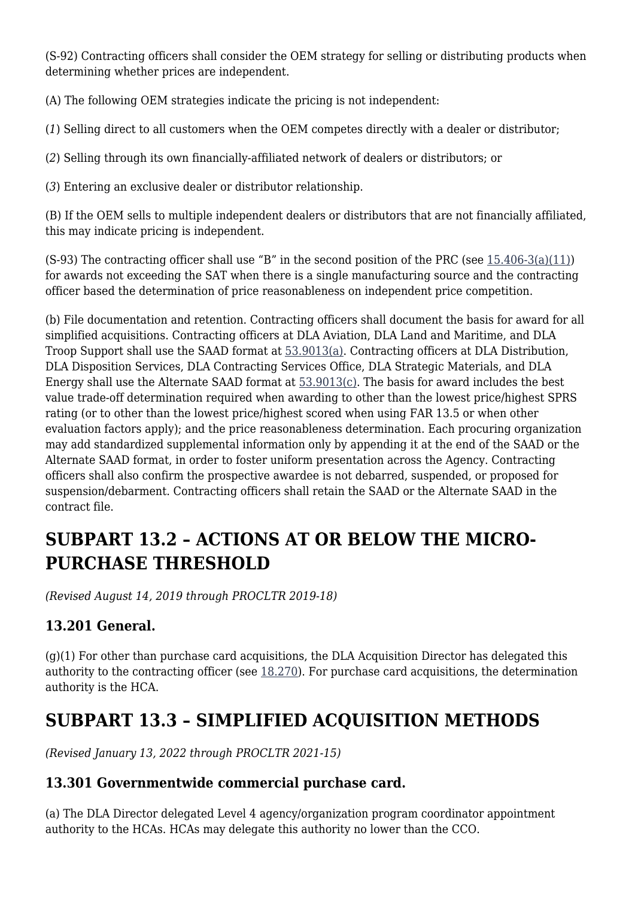(S-92) Contracting officers shall consider the OEM strategy for selling or distributing products when determining whether prices are independent.

(A) The following OEM strategies indicate the pricing is not independent:

(*1*) Selling direct to all customers when the OEM competes directly with a dealer or distributor;

(*2*) Selling through its own financially-affiliated network of dealers or distributors; or

(*3*) Entering an exclusive dealer or distributor relationship.

(B) If the OEM sells to multiple independent dealers or distributors that are not financially affiliated, this may indicate pricing is independent.

(S-93) The contracting officer shall use "B" in the second position of the PRC (see 15.406-3(a)(11)) for awards not exceeding the SAT when there is a single manufacturing source and the contracting officer based the determination of price reasonableness on independent price competition.

(b) File documentation and retention. Contracting officers shall document the basis for award for all simplified acquisitions. Contracting officers at DLA Aviation, DLA Land and Maritime, and DLA Troop Support shall use the SAAD format at 53.9013(a). Contracting officers at DLA Distribution, DLA Disposition Services, DLA Contracting Services Office, DLA Strategic Materials, and DLA Energy shall use the Alternate SAAD format at 53.9013(c). The basis for award includes the best value trade-off determination required when awarding to other than the lowest price/highest SPRS rating (or to other than the lowest price/highest scored when using FAR 13.5 or when other evaluation factors apply); and the price reasonableness determination. Each procuring organization may add standardized supplemental information only by appending it at the end of the SAAD or the Alternate SAAD format, in order to foster uniform presentation across the Agency. Contracting officers shall also confirm the prospective awardee is not debarred, suspended, or proposed for suspension/debarment. Contracting officers shall retain the SAAD or the Alternate SAAD in the contract file.

## SUBPART 13.2 – ACTIONS AT OR BELOW THE MICRO-PURCHASE THRESHOLD

*(Revised August 14, 2019 through PROCLTR 2019-18)*

### 13.201 General.

(g)(1) For other than purchase card acquisitions, the DLA Acquisition Director has delegated this authority to the contracting officer (see 18.270). For purchase card acquisitions, the determination authority is the HCA.

## SUBPART 13.3 – SIMPLIFIED ACQUISITION METHODS

*(Revised January 13, 2022 through PROCLTR 2021-15)*

### 13.301 Governmentwide commercial purchase card.

(a) The DLA Director delegated Level 4 agency/organization program coordinator appointment authority to the HCAs. HCAs may delegate this authority no lower than the CCO.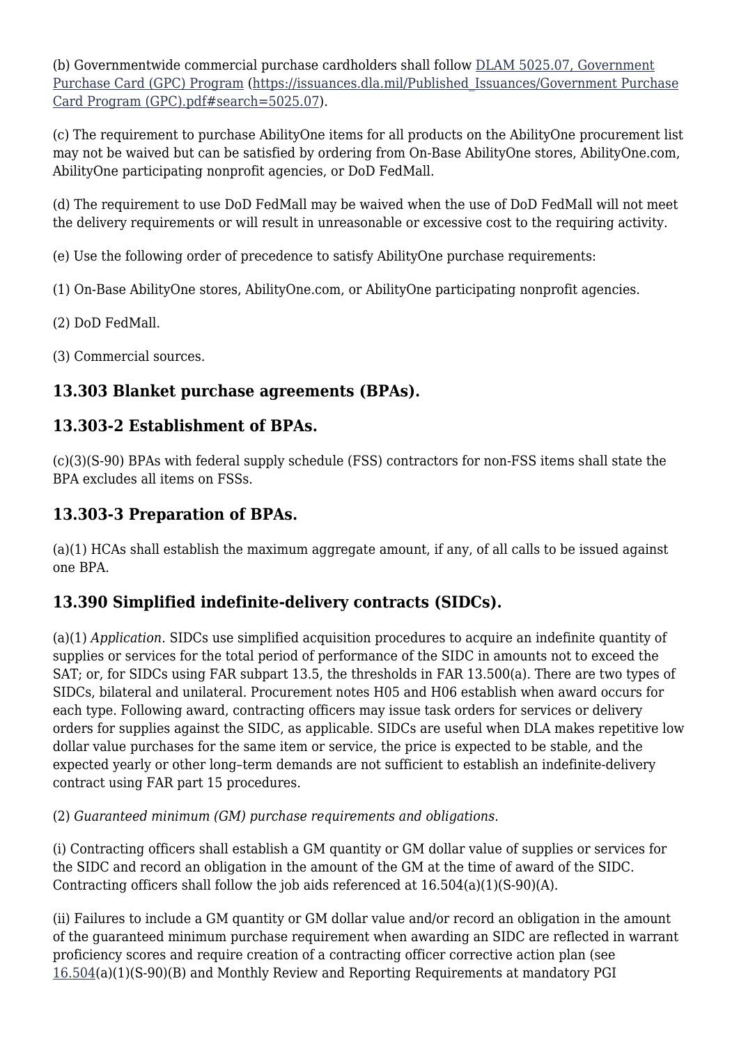(b) Governmentwide commercial purchase cardholders shall follow [DLAM 5025.07, Government Purchase Card (GPC) Program](https://issuances.dla.mil/Published_Issuances/Government Purchase Card Program (GPC).pdf#search=5025.07) (https://issuances.dla.mil/Published_Issuances/Government Purchase Card Program (GPC).pdf#search=5025.07).

(c) The requirement to purchase AbilityOne items for all products on the AbilityOne procurement list may not be waived but can be satisfied by ordering from On-Base AbilityOne stores, AbilityOne.com, AbilityOne participating nonprofit agencies, or DoD FedMall.

(d) The requirement to use DoD FedMall may be waived when the use of DoD FedMall will not meet the delivery requirements or will result in unreasonable or excessive cost to the requiring activity.

(e) Use the following order of precedence to satisfy AbilityOne purchase requirements:

(1) On-Base AbilityOne stores, AbilityOne.com, or AbilityOne participating nonprofit agencies.

(2) DoD FedMall.

(3) Commercial sources.

## 13.303 Blanket purchase agreements (BPAs).

## 13.303-2 Establishment of BPAs.

(c)(3)(S-90) BPAs with federal supply schedule (FSS) contractors for non-FSS items shall state the BPA excludes all items on FSSs.

## 13.303-3 Preparation of BPAs.

(a)(1) HCAs shall establish the maximum aggregate amount, if any, of all calls to be issued against one BPA.

## 13.390 Simplified indefinite-delivery contracts (SIDCs).

(a)(1) *Application*. SIDCs use simplified acquisition procedures to acquire an indefinite quantity of supplies or services for the total period of performance of the SIDC in amounts not to exceed the SAT; or, for SIDCs using FAR subpart 13.5, the thresholds in FAR 13.500(a). There are two types of SIDCs, bilateral and unilateral. Procurement notes H05 and H06 establish when award occurs for each type. Following award, contracting officers may issue task orders for services or delivery orders for supplies against the SIDC, as applicable. SIDCs are useful when DLA makes repetitive low dollar value purchases for the same item or service, the price is expected to be stable, and the expected yearly or other long–term demands are not sufficient to establish an indefinite-delivery contract using FAR part 15 procedures.

(2) *Guaranteed minimum (GM) purchase requirements and obligations*.

(i) Contracting officers shall establish a GM quantity or GM dollar value of supplies or services for the SIDC and record an obligation in the amount of the GM at the time of award of the SIDC. Contracting officers shall follow the job aids referenced at 16.504(a)(1)(S-90)(A).

(ii) Failures to include a GM quantity or GM dollar value and/or record an obligation in the amount of the guaranteed minimum purchase requirement when awarding an SIDC are reflected in warrant proficiency scores and require creation of a contracting officer corrective action plan (see [16.504](16.504)(a)(1)(S-90)(B) and Monthly Review and Reporting Requirements at mandatory PGI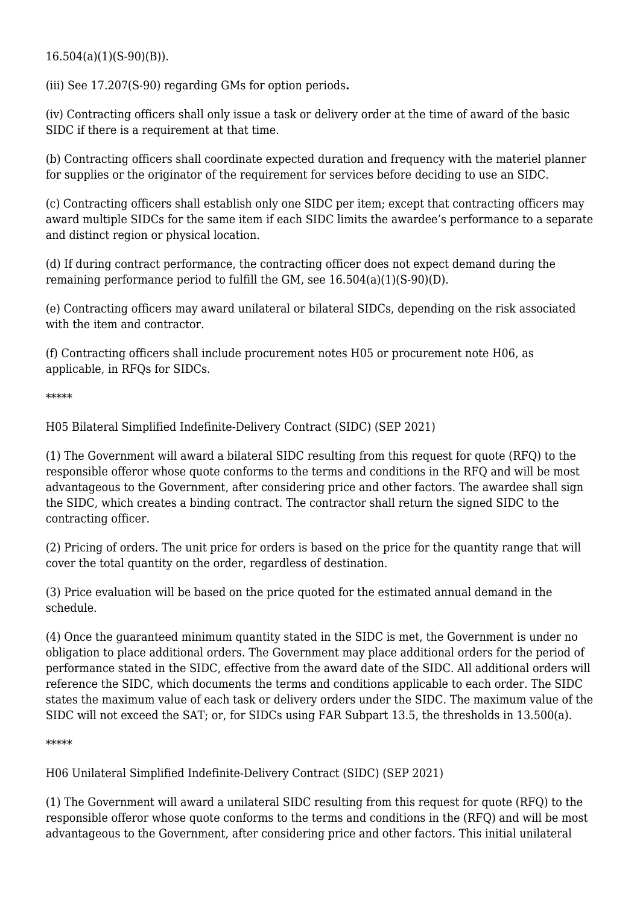16.504(a)(1)(S-90)(B)).

(iii) See 17.207(S-90) regarding GMs for option periods**.**

(iv) Contracting officers shall only issue a task or delivery order at the time of award of the basic SIDC if there is a requirement at that time.

(b) Contracting officers shall coordinate expected duration and frequency with the materiel planner for supplies or the originator of the requirement for services before deciding to use an SIDC.

(c) Contracting officers shall establish only one SIDC per item; except that contracting officers may award multiple SIDCs for the same item if each SIDC limits the awardee's performance to a separate and distinct region or physical location.

(d) If during contract performance, the contracting officer does not expect demand during the remaining performance period to fulfill the GM, see 16.504(a)(1)(S-90)(D).

(e) Contracting officers may award unilateral or bilateral SIDCs, depending on the risk associated with the item and contractor.

(f) Contracting officers shall include procurement notes H05 or procurement note H06, as applicable, in RFQs for SIDCs.

*****

H05 Bilateral Simplified Indefinite-Delivery Contract (SIDC) (SEP 2021)

(1) The Government will award a bilateral SIDC resulting from this request for quote (RFQ) to the responsible offeror whose quote conforms to the terms and conditions in the RFQ and will be most advantageous to the Government, after considering price and other factors. The awardee shall sign the SIDC, which creates a binding contract. The contractor shall return the signed SIDC to the contracting officer.

(2) Pricing of orders. The unit price for orders is based on the price for the quantity range that will cover the total quantity on the order, regardless of destination.

(3) Price evaluation will be based on the price quoted for the estimated annual demand in the schedule.

(4) Once the guaranteed minimum quantity stated in the SIDC is met, the Government is under no obligation to place additional orders. The Government may place additional orders for the period of performance stated in the SIDC, effective from the award date of the SIDC. All additional orders will reference the SIDC, which documents the terms and conditions applicable to each order. The SIDC states the maximum value of each task or delivery orders under the SIDC. The maximum value of the SIDC will not exceed the SAT; or, for SIDCs using FAR Subpart 13.5, the thresholds in 13.500(a).

*****

H06 Unilateral Simplified Indefinite-Delivery Contract (SIDC) (SEP 2021)

(1) The Government will award a unilateral SIDC resulting from this request for quote (RFQ) to the responsible offeror whose quote conforms to the terms and conditions in the (RFQ) and will be most advantageous to the Government, after considering price and other factors. This initial unilateral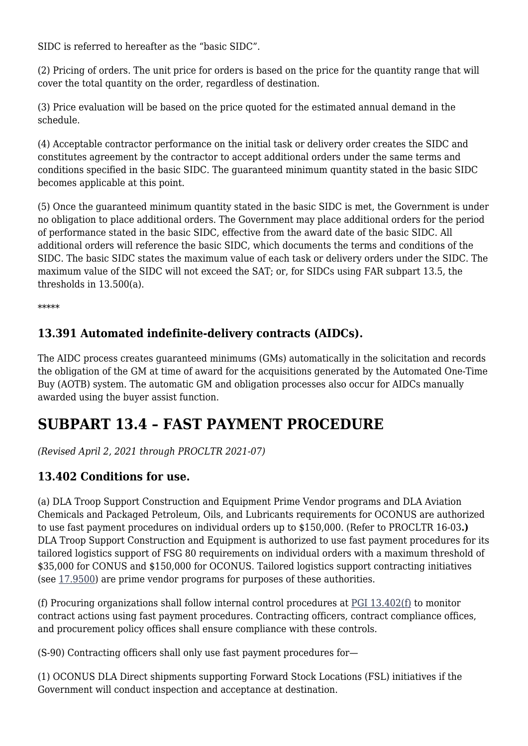SIDC is referred to hereafter as the “basic SIDC”.

(2) Pricing of orders. The unit price for orders is based on the price for the quantity range that will cover the total quantity on the order, regardless of destination.

(3) Price evaluation will be based on the price quoted for the estimated annual demand in the schedule.

(4) Acceptable contractor performance on the initial task or delivery order creates the SIDC and constitutes agreement by the contractor to accept additional orders under the same terms and conditions specified in the basic SIDC. The guaranteed minimum quantity stated in the basic SIDC becomes applicable at this point.

(5) Once the guaranteed minimum quantity stated in the basic SIDC is met, the Government is under no obligation to place additional orders. The Government may place additional orders for the period of performance stated in the basic SIDC, effective from the award date of the basic SIDC. All additional orders will reference the basic SIDC, which documents the terms and conditions of the SIDC. The basic SIDC states the maximum value of each task or delivery orders under the SIDC. The maximum value of the SIDC will not exceed the SAT; or, for SIDCs using FAR subpart 13.5, the thresholds in 13.500(a).

*****

### 13.391 Automated indefinite-delivery contracts (AIDCs).

The AIDC process creates guaranteed minimums (GMs) automatically in the solicitation and records the obligation of the GM at time of award for the acquisitions generated by the Automated One-Time Buy (AOTB) system. The automatic GM and obligation processes also occur for AIDCs manually awarded using the buyer assist function.

# SUBPART 13.4 – FAST PAYMENT PROCEDURE

*(Revised April 2, 2021 through PROCLTR 2021-07)*

### 13.402 Conditions for use.

(a) DLA Troop Support Construction and Equipment Prime Vendor programs and DLA Aviation Chemicals and Packaged Petroleum, Oils, and Lubricants requirements for OCONUS are authorized to use fast payment procedures on individual orders up to $150,000. (Refer to PROCLTR 16-03**.)** DLA Troop Support Construction and Equipment is authorized to use fast payment procedures for its tailored logistics support of FSG 80 requirements on individual orders with a maximum threshold of $35,000 for CONUS and $150,000 for OCONUS. Tailored logistics support contracting initiatives (see 17.9500) are prime vendor programs for purposes of these authorities.

(f) Procuring organizations shall follow internal control procedures at PGI 13.402(f) to monitor contract actions using fast payment procedures. Contracting officers, contract compliance offices, and procurement policy offices shall ensure compliance with these controls.

(S-90) Contracting officers shall only use fast payment procedures for—

(1) OCONUS DLA Direct shipments supporting Forward Stock Locations (FSL) initiatives if the Government will conduct inspection and acceptance at destination.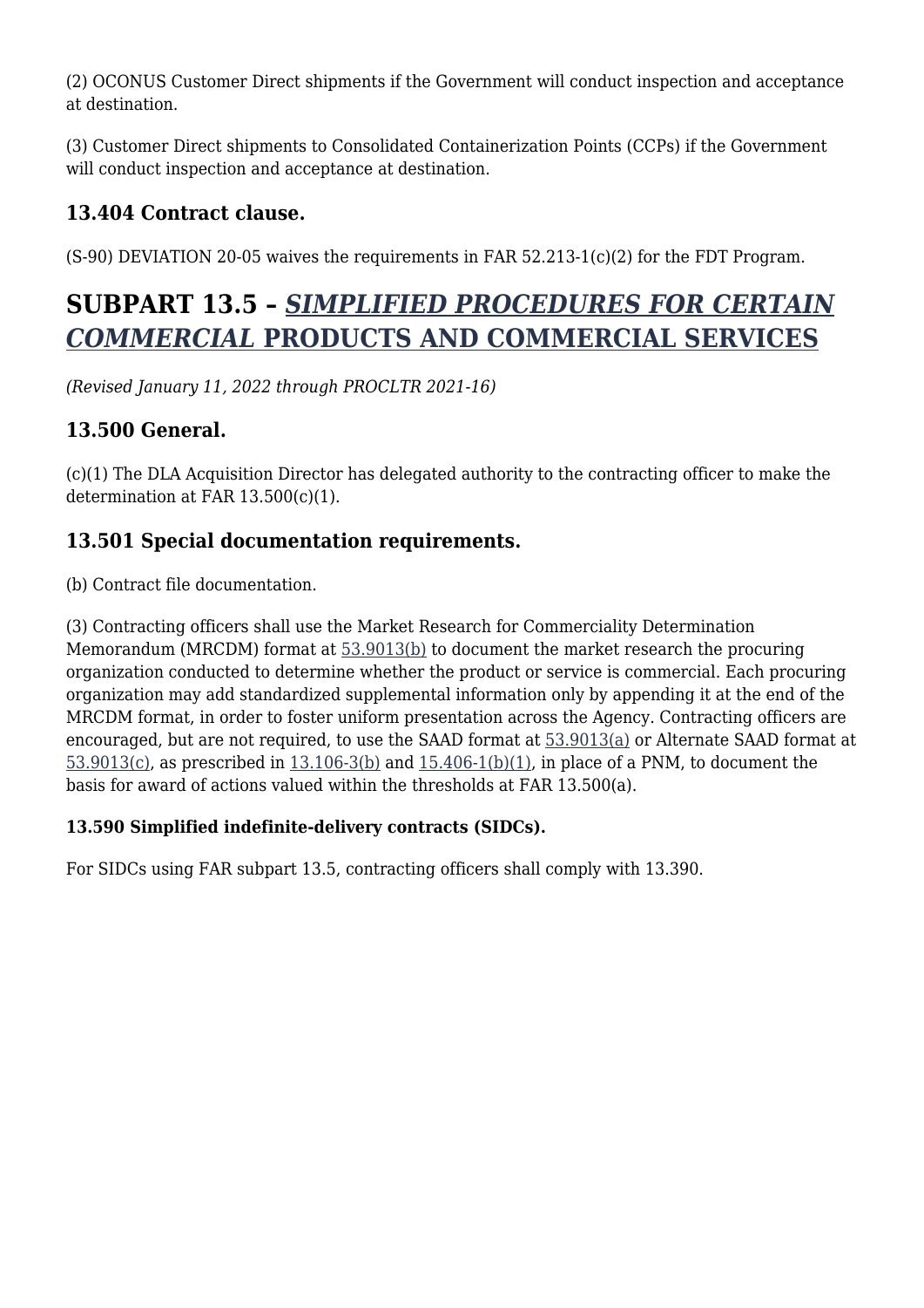(2) OCONUS Customer Direct shipments if the Government will conduct inspection and acceptance at destination.

(3) Customer Direct shipments to Consolidated Containerization Points (CCPs) if the Government will conduct inspection and acceptance at destination.

### 13.404 Contract clause.

(S-90) DEVIATION 20-05 waives the requirements in FAR 52.213-1(c)(2) for the FDT Program.

## SUBPART 13.5 – *SIMPLIFIED PROCEDURES FOR CERTAIN COMMERCIAL* PRODUCTS AND COMMERCIAL SERVICES

*(Revised January 11, 2022 through PROCLTR 2021-16)*

### 13.500 General.

(c)(1) The DLA Acquisition Director has delegated authority to the contracting officer to make the determination at FAR 13.500(c)(1).

### 13.501 Special documentation requirements.

(b) Contract file documentation.

(3) Contracting officers shall use the Market Research for Commerciality Determination Memorandum (MRCDM) format at 53.9013(b) to document the market research the procuring organization conducted to determine whether the product or service is commercial. Each procuring organization may add standardized supplemental information only by appending it at the end of the MRCDM format, in order to foster uniform presentation across the Agency. Contracting officers are encouraged, but are not required, to use the SAAD format at 53.9013(a) or Alternate SAAD format at 53.9013(c), as prescribed in 13.106-3(b) and 15.406-1(b)(1), in place of a PNM, to document the basis for award of actions valued within the thresholds at FAR 13.500(a).

#### 13.590 Simplified indefinite-delivery contracts (SIDCs).

For SIDCs using FAR subpart 13.5, contracting officers shall comply with 13.390.